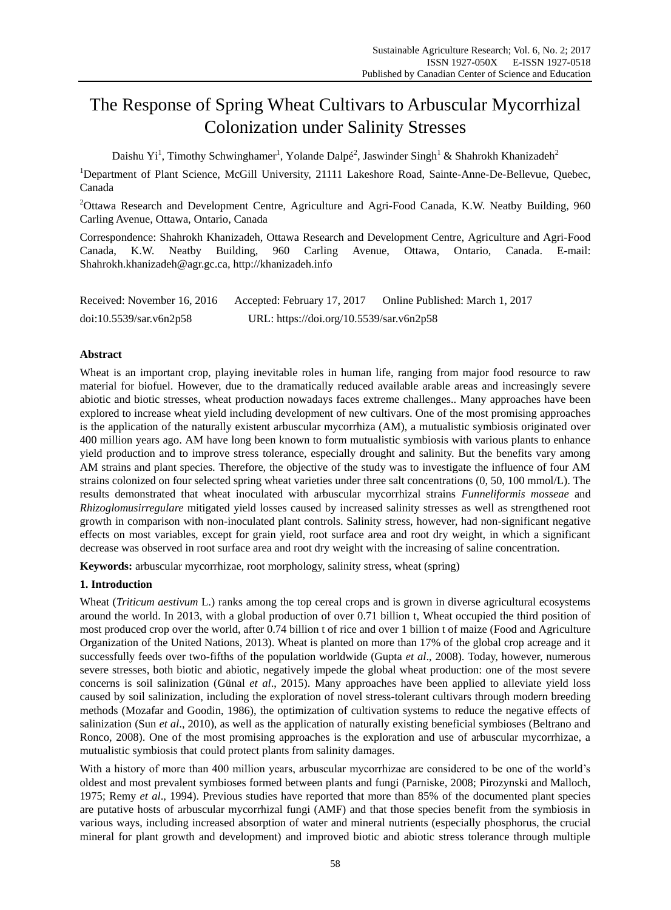# The Response of Spring Wheat Cultivars to Arbuscular Mycorrhizal Colonization under Salinity Stresses

Daishu Yi[1], Timothy Schwinghamer[1], Yolande Dalpé[2], Jaswinder Singh[1] & Shahrokh Khanizadeh[2]

[1]Department of Plant Science, McGill University, 21111 Lakeshore Road, Sainte-Anne-De-Bellevue, Quebec, Canada

[2]Ottawa Research and Development Centre, Agriculture and Agri-Food Canada, K.W. Neatby Building, 960 Carling Avenue, Ottawa, Ontario, Canada

Correspondence: Shahrokh Khanizadeh, Ottawa Research and Development Centre, Agriculture and Agri-Food Canada, K.W. Neatby Building, 960 Carling Avenue, Ottawa, Ontario, Canada. E-mail: Shahrokh.khanizadeh@agr.gc.ca, http://khanizadeh.info

Received: November 16, 2016 Accepted: February 17, 2017 Online Published: March 1, 2017

doi:10.5539/sar.v6n2p58 URL: https://doi.org/10.5539/sar.v6n2p58

**Abstract**

Wheat is an important crop, playing inevitable roles in human life, ranging from major food resource to raw material for biofuel. However, due to the dramatically reduced available arable areas and increasingly severe abiotic and biotic stresses, wheat production nowadays faces extreme challenges.. Many approaches have been explored to increase wheat yield including development of new cultivars. One of the most promising approaches is the application of the naturally existent arbuscular mycorrhiza (AM), a mutualistic symbiosis originated over 400 million years ago. AM have long been known to form mutualistic symbiosis with various plants to enhance yield production and to improve stress tolerance, especially drought and salinity. But the benefits vary among AM strains and plant species. Therefore, the objective of the study was to investigate the influence of four AM strains colonized on four selected spring wheat varieties under three salt concentrations (0, 50, 100 mmol/L). The results demonstrated that wheat inoculated with arbuscular mycorrhizal strains *Funneliformis mosseae* and *Rhizoglomusirregulare* mitigated yield losses caused by increased salinity stresses as well as strengthened root growth in comparison with non-inoculated plant controls. Salinity stress, however, had non-significant negative effects on most variables, except for grain yield, root surface area and root dry weight, in which a significant decrease was observed in root surface area and root dry weight with the increasing of saline concentration.

**Keywords:** arbuscular mycorrhizae, root morphology, salinity stress, wheat (spring)

## 1. Introduction

Wheat (*Triticum aestivum* L.) ranks among the top cereal crops and is grown in diverse agricultural ecosystems around the world. In 2013, with a global production of over 0.71 billion t, Wheat occupied the third position of most produced crop over the world, after 0.74 billion t of rice and over 1 billion t of maize (Food and Agriculture Organization of the United Nations, 2013). Wheat is planted on more than 17% of the global crop acreage and it successfully feeds over two-fifths of the population worldwide (Gupta *et al*., 2008). Today, however, numerous severe stresses, both biotic and abiotic, negatively impede the global wheat production: one of the most severe concerns is soil salinization (Günal *et al*., 2015). Many approaches have been applied to alleviate yield loss caused by soil salinization, including the exploration of novel stress-tolerant cultivars through modern breeding methods (Mozafar and Goodin, 1986), the optimization of cultivation systems to reduce the negative effects of salinization (Sun *et al*., 2010), as well as the application of naturally existing beneficial symbioses (Beltrano and Ronco, 2008). One of the most promising approaches is the exploration and use of arbuscular mycorrhizae, a mutualistic symbiosis that could protect plants from salinity damages.

With a history of more than 400 million years, arbuscular mycorrhizae are considered to be one of the world's oldest and most prevalent symbioses formed between plants and fungi (Parniske, 2008; Pirozynski and Malloch, 1975; Remy *et al*., 1994). Previous studies have reported that more than 85% of the documented plant species are putative hosts of arbuscular mycorrhizal fungi (AMF) and that those species benefit from the symbiosis in various ways, including increased absorption of water and mineral nutrients (especially phosphorus, the crucial mineral for plant growth and development) and improved biotic and abiotic stress tolerance through multiple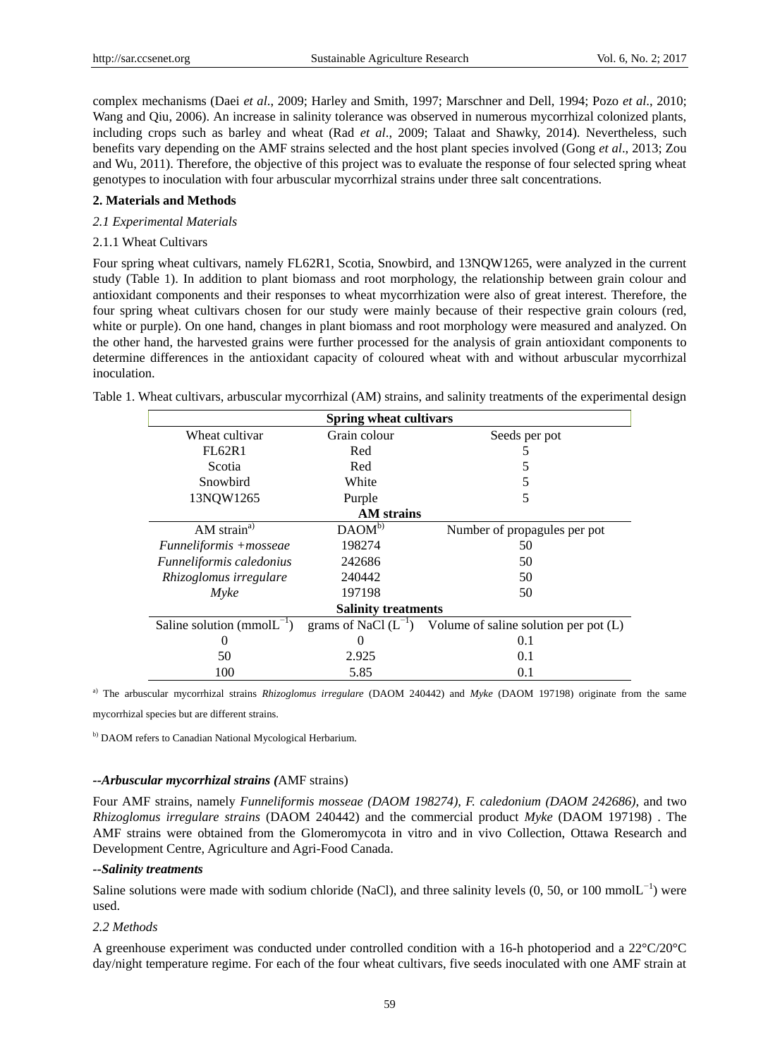complex mechanisms (Daei *et al*., 2009; Harley and Smith, 1997; Marschner and Dell, 1994; Pozo *et al*., 2010; Wang and Qiu, 2006). An increase in salinity tolerance was observed in numerous mycorrhizal colonized plants, including crops such as barley and wheat (Rad *et al*., 2009; Talaat and Shawky, 2014). Nevertheless, such benefits vary depending on the AMF strains selected and the host plant species involved (Gong *et al*., 2013; Zou and Wu, 2011). Therefore, the objective of this project was to evaluate the response of four selected spring wheat genotypes to inoculation with four arbuscular mycorrhizal strains under three salt concentrations.

## 2. Materials and Methods

### *2.1 Experimental Materials*

#### 2.1.1 Wheat Cultivars

Four spring wheat cultivars, namely FL62R1, Scotia, Snowbird, and 13NQW1265, were analyzed in the current study (Table 1). In addition to plant biomass and root morphology, the relationship between grain colour and antioxidant components and their responses to wheat mycorrhization were also of great interest. Therefore, the four spring wheat cultivars chosen for our study were mainly because of their respective grain colours (red, white or purple). On one hand, changes in plant biomass and root morphology were measured and analyzed. On the other hand, the harvested grains were further processed for the analysis of grain antioxidant components to determine differences in the antioxidant capacity of coloured wheat with and without arbuscular mycorrhizal inoculation.

Table 1. Wheat cultivars, arbuscular mycorrhizal (AM) strains, and salinity treatments of the experimental design

| **Spring wheat cultivars** | | |
|---|---|---|
| Wheat cultivar | Grain colour | Seeds per pot |
| FL62R1 | Red | 5 |
| Scotia | Red | 5 |
| Snowbird | White | 5 |
| 13NQW1265 | Purple | 5 |
| **AM strains** | | |
| AM strain[a)] | DAOM[b)] | Number of propagules per pot |
| *Funneliformis +mosseae* | 198274 | 50 |
| *Funneliformis caledonius* | 242686 | 50 |
| *Rhizoglomus irregulare* | 240442 | 50 |
| *Myke* | 197198 | 50 |
| **Salinity treatments** | | |
| Saline solution (mmol$L^{-1}$) | grams of NaCl ($L^{-1}$) | Volume of saline solution per pot (L) |
| 0 | 0 | 0.1 |
| 50 | 2.925 | 0.1 |
| 100 | 5.85 | 0.1 |

[a)] The arbuscular mycorrhizal strains *Rhizoglomus irregulare* (DAOM 240442) and *Myke* (DAOM 197198) originate from the same mycorrhizal species but are different strains.

[b)] DAOM refers to Canadian National Mycological Herbarium.

***--Arbuscular mycorrhizal strains (***AMF strains)

Four AMF strains, namely *Funneliformis mosseae (DAOM 198274)*, *F. caledonium (DAOM 242686)*, and two *Rhizoglomus irregulare strains* (DAOM 240442) and the commercial product *Myke* (DAOM 197198) . The AMF strains were obtained from the Glomeromycota in vitro and in vivo Collection, Ottawa Research and Development Centre, Agriculture and Agri-Food Canada.

***--Salinity treatments***

Saline solutions were made with sodium chloride (NaCl), and three salinity levels (0, 50, or 100 mmol$L^{-1}$) were used.

### *2.2 Methods*

A greenhouse experiment was conducted under controlled condition with a 16-h photoperiod and a 22°C/20°C day/night temperature regime. For each of the four wheat cultivars, five seeds inoculated with one AMF strain at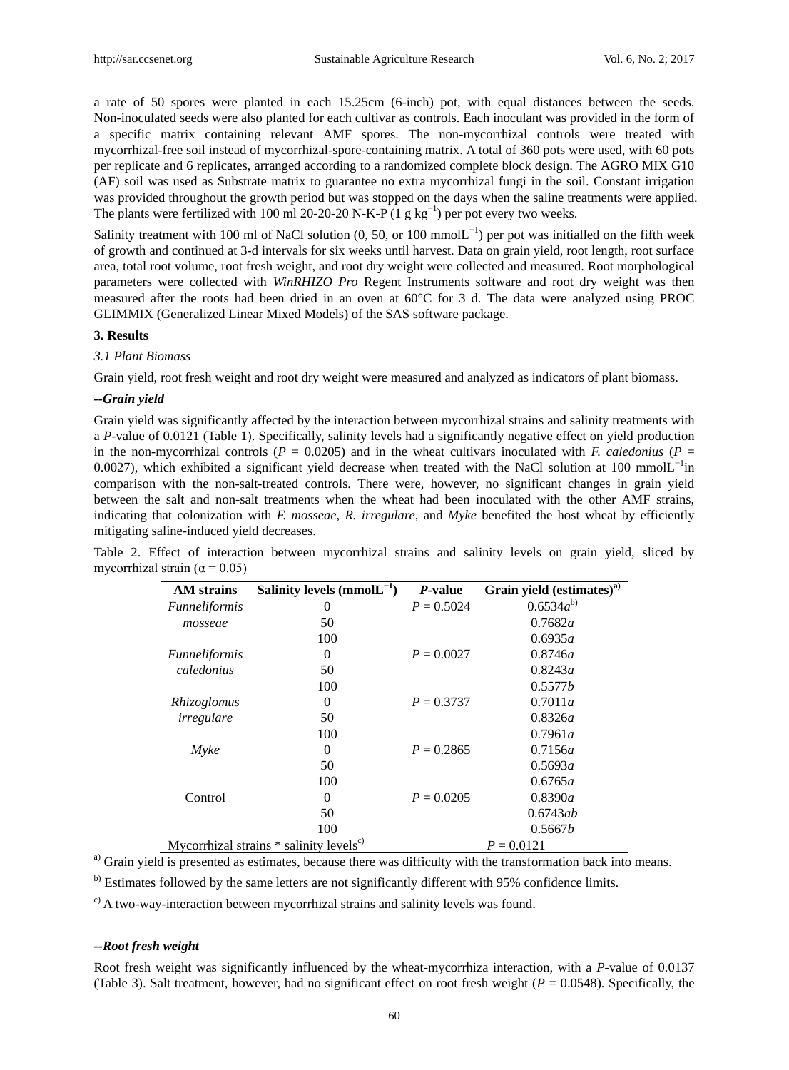a rate of 50 spores were planted in each 15.25cm (6-inch) pot, with equal distances between the seeds. Non-inoculated seeds were also planted for each cultivar as controls. Each inoculant was provided in the form of a specific matrix containing relevant AMF spores. The non-mycorrhizal controls were treated with mycorrhizal-free soil instead of mycorrhizal-spore-containing matrix. A total of 360 pots were used, with 60 pots per replicate and 6 replicates, arranged according to a randomized complete block design. The AGRO MIX G10 (AF) soil was used as Substrate matrix to guarantee no extra mycorrhizal fungi in the soil. Constant irrigation was provided throughout the growth period but was stopped on the days when the saline treatments were applied. The plants were fertilized with 100 ml 20-20-20 N-K-P (1 g $kg^{-1}$) per pot every two weeks.

Salinity treatment with 100 ml of NaCl solution (0, 50, or 100 $mmolL^{-1}$) per pot was initialled on the fifth week of growth and continued at 3-d intervals for six weeks until harvest. Data on grain yield, root length, root surface area, total root volume, root fresh weight, and root dry weight were collected and measured. Root morphological parameters were collected with *WinRHIZO Pro* Regent Instruments software and root dry weight was then measured after the roots had been dried in an oven at 60°C for 3 d. The data were analyzed using PROC GLIMMIX (Generalized Linear Mixed Models) of the SAS software package.

**3. Results**

*3.1 Plant Biomass*

Grain yield, root fresh weight and root dry weight were measured and analyzed as indicators of plant biomass.

***--Grain yield***

Grain yield was significantly affected by the interaction between mycorrhizal strains and salinity treatments with a *P*-value of 0.0121 (Table 1). Specifically, salinity levels had a significantly negative effect on yield production in the non-mycorrhizal controls ($P$ = 0.0205) and in the wheat cultivars inoculated with *F. caledonius* ($P$ = 0.0027), which exhibited a significant yield decrease when treated with the NaCl solution at 100 $mmolL^{-1}$in comparison with the non-salt-treated controls. There were, however, no significant changes in grain yield between the salt and non-salt treatments when the wheat had been inoculated with the other AMF strains, indicating that colonization with *F. mosseae*, *R. irregulare*, and *Myke* benefited the host wheat by efficiently mitigating saline-induced yield decreases.

Table 2. Effect of interaction between mycorrhizal strains and salinity levels on grain yield, sliced by mycorrhizal strain (α = 0.05)

| AM strains | Salinity levels ($mmolL^{-1}$) | *P*-value | Grain yield (estimates)[a] |
|---|---|---|---|
| *Funneliformis mosseae* | 0 | $P$ = 0.5024 | 0.6534*a*[b] |
| | 50 | | 0.7682*a* |
| | 100 | | 0.6935*a* |
| *Funneliformis caledonius* | 0 | $P$ = 0.0027 | 0.8746*a* |
| | 50 | | 0.8243*a* |
| | 100 | | 0.5577*b* |
| *Rhizoglomus irregulare* | 0 | $P$ = 0.3737 | 0.7011*a* |
| | 50 | | 0.8326*a* |
| | 100 | | 0.7961*a* |
| *Myke* | 0 | $P$ = 0.2865 | 0.7156*a* |
| | 50 | | 0.5693*a* |
| | 100 | | 0.6765*a* |
| Control | 0 | $P$ = 0.0205 | 0.8390*a* |
| | 50 | | 0.6743*ab* |
| | 100 | | 0.5667*b* |
| Mycorrhizal strains * salinity levels[c] | | $P$ = 0.0121 | |

[a] Grain yield is presented as estimates, because there was difficulty with the transformation back into means.

[b] Estimates followed by the same letters are not significantly different with 95% confidence limits.

[c] A two-way-interaction between mycorrhizal strains and salinity levels was found.

***--Root fresh weight***

Root fresh weight was significantly influenced by the wheat-mycorrhiza interaction, with a *P*-value of 0.0137 (Table 3). Salt treatment, however, had no significant effect on root fresh weight ($P$ = 0.0548). Specifically, the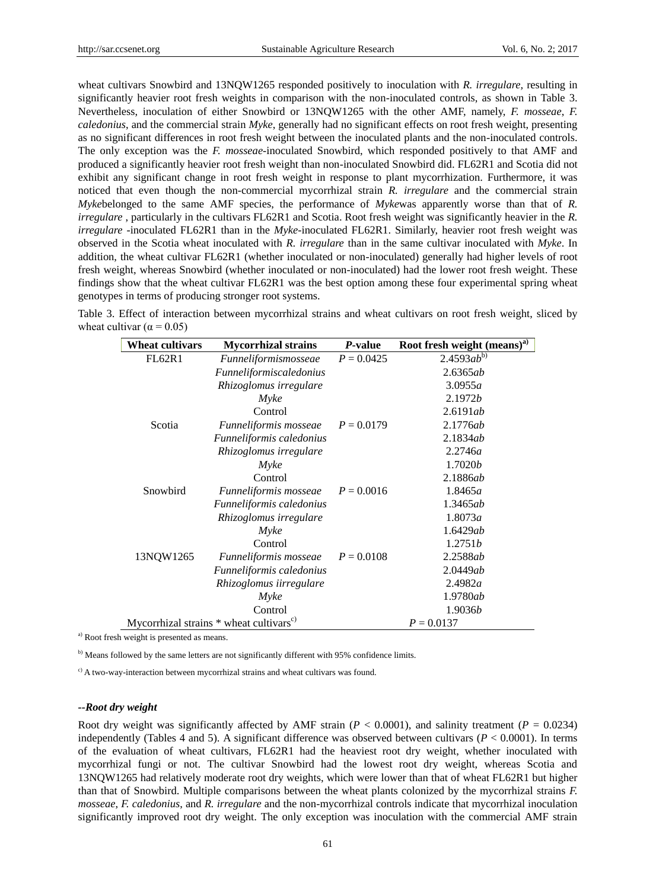wheat cultivars Snowbird and 13NQW1265 responded positively to inoculation with *R. irregulare*, resulting in significantly heavier root fresh weights in comparison with the non-inoculated controls, as shown in Table 3. Nevertheless, inoculation of either Snowbird or 13NQW1265 with the other AMF, namely, *F. mosseae*, *F. caledonius*, and the commercial strain *Myke*, generally had no significant effects on root fresh weight, presenting as no significant differences in root fresh weight between the inoculated plants and the non-inoculated controls. The only exception was the *F. mosseae*-inoculated Snowbird, which responded positively to that AMF and produced a significantly heavier root fresh weight than non-inoculated Snowbird did. FL62R1 and Scotia did not exhibit any significant change in root fresh weight in response to plant mycorrhization. Furthermore, it was noticed that even though the non-commercial mycorrhizal strain *R. irregulare* and the commercial strain *Myke*belonged to the same AMF species, the performance of *Myke*was apparently worse than that of *R. irregulare* , particularly in the cultivars FL62R1 and Scotia. Root fresh weight was significantly heavier in the *R. irregulare* -inoculated FL62R1 than in the *Myke*-inoculated FL62R1. Similarly, heavier root fresh weight was observed in the Scotia wheat inoculated with *R. irregulare* than in the same cultivar inoculated with *Myke*. In addition, the wheat cultivar FL62R1 (whether inoculated or non-inoculated) generally had higher levels of root fresh weight, whereas Snowbird (whether inoculated or non-inoculated) had the lower root fresh weight. These findings show that the wheat cultivar FL62R1 was the best option among these four experimental spring wheat genotypes in terms of producing stronger root systems.

Table 3. Effect of interaction between mycorrhizal strains and wheat cultivars on root fresh weight, sliced by wheat cultivar ($\alpha = 0.05$)

| Wheat cultivars | Mycorrhizal strains | *P*-value | Root fresh weight (means)[a] |
|---|---|---|---|
| FL62R1 | *Funneliformismosseae* | $P = 0.0425$ | 2.4593*ab*[b] |
| | *Funneliformiscaledonius* | | 2.6365*ab* |
| | *Rhizoglomus irregulare* | | 3.0955*a* |
| | *Myke* | | 2.1972*b* |
| | Control | | 2.6191*ab* |
| Scotia | *Funneliformis mosseae* | $P = 0.0179$ | 2.1776*ab* |
| | *Funneliformis caledonius* | | 2.1834*ab* |
| | *Rhizoglomus irregulare* | | 2.2746*a* |
| | *Myke* | | 1.7020*b* |
| | Control | | 2.1886*ab* |
| Snowbird | *Funneliformis mosseae* | $P = 0.0016$ | 1.8465*a* |
| | *Funneliformis caledonius* | | 1.3465*ab* |
| | *Rhizoglomus irregulare* | | 1.8073*a* |
| | *Myke* | | 1.6429*ab* |
| | Control | | 1.2751*b* |
| 13NQW1265 | *Funneliformis mosseae* | $P = 0.0108$ | 2.2588*ab* |
| | *Funneliformis caledonius* | | 2.0449*ab* |
| | *Rhizoglomus iirregulare* | | 2.4982*a* |
| | *Myke* | | 1.9780*ab* |
| | Control | | 1.9036*b* |
| Mycorrhizal strains * wheat cultivars[c] | | | $P = 0.0137$ |

[a] Root fresh weight is presented as means.

[b] Means followed by the same letters are not significantly different with 95% confidence limits.

[c] A two-way-interaction between mycorrhizal strains and wheat cultivars was found.

***--Root dry weight***

Root dry weight was significantly affected by AMF strain ($P < 0.0001$), and salinity treatment ($P = 0.0234$) independently (Tables 4 and 5). A significant difference was observed between cultivars ($P < 0.0001$). In terms of the evaluation of wheat cultivars, FL62R1 had the heaviest root dry weight, whether inoculated with mycorrhizal fungi or not. The cultivar Snowbird had the lowest root dry weight, whereas Scotia and 13NQW1265 had relatively moderate root dry weights, which were lower than that of wheat FL62R1 but higher than that of Snowbird. Multiple comparisons between the wheat plants colonized by the mycorrhizal strains *F. mosseae*, *F. caledonius*, and *R. irregulare* and the non-mycorrhizal controls indicate that mycorrhizal inoculation significantly improved root dry weight. The only exception was inoculation with the commercial AMF strain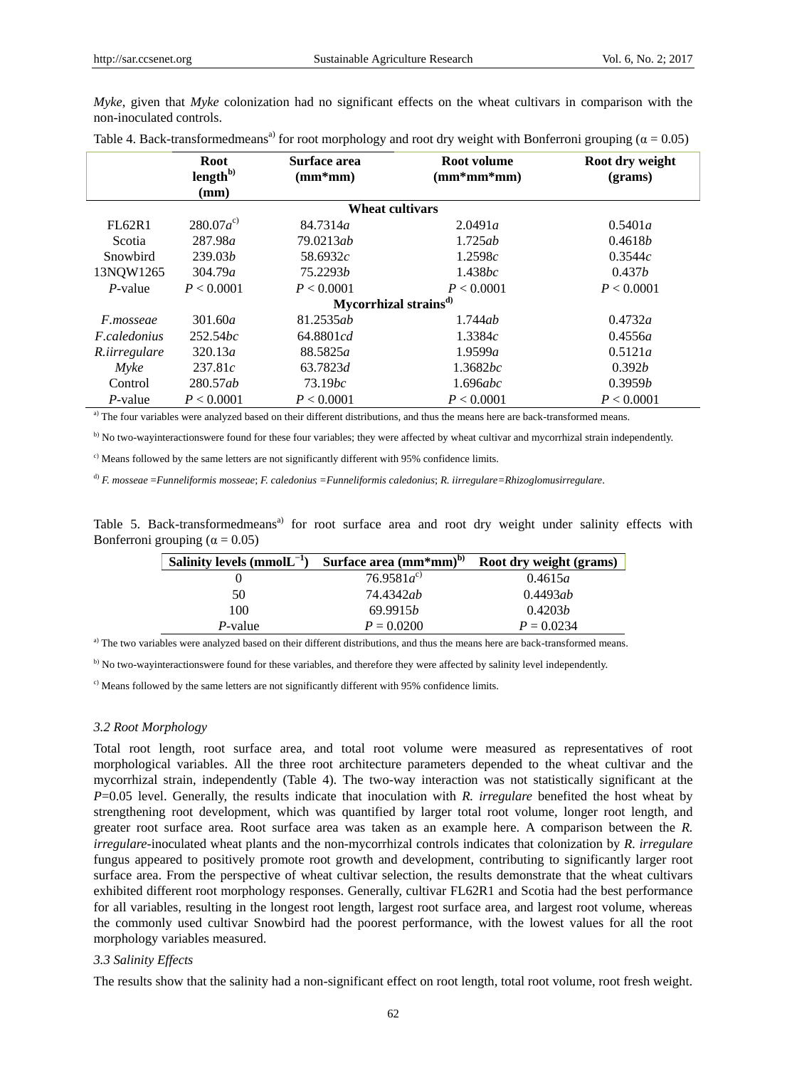*Myke*, given that *Myke* colonization had no significant effects on the wheat cultivars in comparison with the non-inoculated controls.

Table 4. Back-transformedmeans[a)] for root morphology and root dry weight with Bonferroni grouping (α = 0.05)

| | Root length[b)] (mm) | Surface area (mm*mm) | Root volume (mm*mm*mm) | Root dry weight (grams) |
|---|---|---|---|---|
| **Wheat cultivars** | | | | |
| FL62R1 | 280.07*a*[c)] | 84.7314*a* | 2.0491*a* | 0.5401*a* |
| Scotia | 287.98*a* | 79.0213*ab* | 1.725*ab* | 0.4618*b* |
| Snowbird | 239.03*b* | 58.6932*c* | 1.2598*c* | 0.3544*c* |
| 13NQW1265 | 304.79*a* | 75.2293*b* | 1.438*bc* | 0.437*b* |
| *P*-value | $P < 0.0001$ | $P < 0.0001$ | $P < 0.0001$ | $P < 0.0001$ |
| **Mycorrhizal strains[d)]** | | | | |
| *F.mosseae* | 301.60*a* | 81.2535*ab* | 1.744*ab* | 0.4732*a* |
| *F.caledonius* | 252.54*bc* | 64.8801*cd* | 1.3384*c* | 0.4556*a* |
| *R.iirregulare* | 320.13*a* | 88.5825*a* | 1.9599*a* | 0.5121*a* |
| *Myke* | 237.81*c* | 63.7823*d* | 1.3682*bc* | 0.392*b* |
| Control | 280.57*ab* | 73.19*bc* | 1.696*abc* | 0.3959*b* |
| *P*-value | $P < 0.0001$ | $P < 0.0001$ | $P < 0.0001$ | $P < 0.0001$ |

[a)] The four variables were analyzed based on their different distributions, and thus the means here are back-transformed means.

[b)] No two-wayinteractionswere found for these four variables; they were affected by wheat cultivar and mycorrhizal strain independently.

[c)] Means followed by the same letters are not significantly different with 95% confidence limits.

[d)] *F. mosseae =Funneliformis mosseae*; *F. caledonius =Funneliformis caledonius*; *R. iirregulare=Rhizoglomusirregulare*.

Table 5. Back-transformedmeans[a)] for root surface area and root dry weight under salinity effects with Bonferroni grouping (α = 0.05)

| Salinity levels ($\text{mmolL}^{-1}$) | Surface area (mm*mm)[b)] | Root dry weight (grams) |
|---|---|---|
| 0 | 76.9581*a*[c)] | 0.4615*a* |
| 50 | 74.4342*ab* | 0.4493*ab* |
| 100 | 69.9915*b* | 0.4203*b* |
| *P*-value | $P = 0.0200$ | $P = 0.0234$ |

[a)] The two variables were analyzed based on their different distributions, and thus the means here are back-transformed means.

[b)] No two-wayinteractionswere found for these variables, and therefore they were affected by salinity level independently.

[c)] Means followed by the same letters are not significantly different with 95% confidence limits.

### *3.2 Root Morphology*

Total root length, root surface area, and total root volume were measured as representatives of root morphological variables. All the three root architecture parameters depended to the wheat cultivar and the mycorrhizal strain, independently (Table 4). The two-way interaction was not statistically significant at the $P$=0.05 level. Generally, the results indicate that inoculation with *R. irregulare* benefited the host wheat by strengthening root development, which was quantified by larger total root volume, longer root length, and greater root surface area. Root surface area was taken as an example here. A comparison between the *R. irregulare*-inoculated wheat plants and the non-mycorrhizal controls indicates that colonization by *R. irregulare* fungus appeared to positively promote root growth and development, contributing to significantly larger root surface area. From the perspective of wheat cultivar selection, the results demonstrate that the wheat cultivars exhibited different root morphology responses. Generally, cultivar FL62R1 and Scotia had the best performance for all variables, resulting in the longest root length, largest root surface area, and largest root volume, whereas the commonly used cultivar Snowbird had the poorest performance, with the lowest values for all the root morphology variables measured.

### *3.3 Salinity Effects*

The results show that the salinity had a non-significant effect on root length, total root volume, root fresh weight.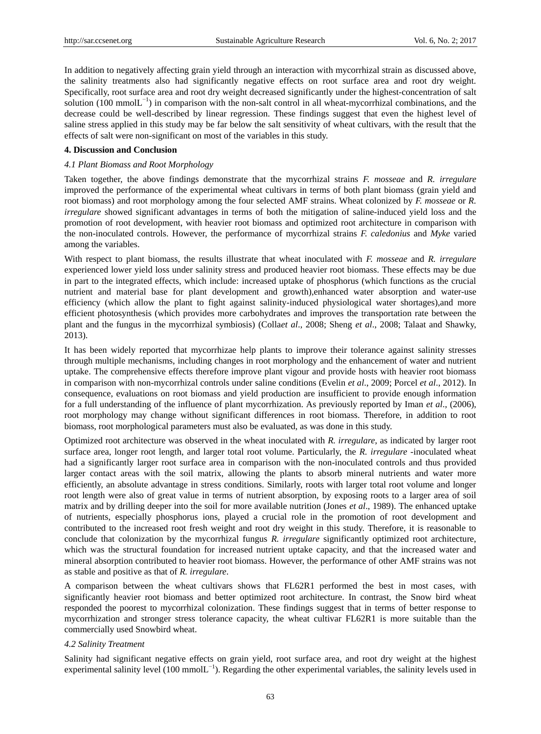In addition to negatively affecting grain yield through an interaction with mycorrhizal strain as discussed above, the salinity treatments also had significantly negative effects on root surface area and root dry weight. Specifically, root surface area and root dry weight decreased significantly under the highest-concentration of salt solution (100 mmol$L^{-1}$) in comparison with the non-salt control in all wheat-mycorrhizal combinations, and the decrease could be well-described by linear regression. These findings suggest that even the highest level of saline stress applied in this study may be far below the salt sensitivity of wheat cultivars, with the result that the effects of salt were non-significant on most of the variables in this study.

## 4. Discussion and Conclusion

### *4.1 Plant Biomass and Root Morphology*

Taken together, the above findings demonstrate that the mycorrhizal strains *F. mosseae* and *R. irregulare* improved the performance of the experimental wheat cultivars in terms of both plant biomass (grain yield and root biomass) and root morphology among the four selected AMF strains. Wheat colonized by *F. mosseae* or *R. irregulare* showed significant advantages in terms of both the mitigation of saline-induced yield loss and the promotion of root development, with heavier root biomass and optimized root architecture in comparison with the non-inoculated controls. However, the performance of mycorrhizal strains *F. caledonius* and *Myke* varied among the variables.

With respect to plant biomass, the results illustrate that wheat inoculated with *F. mosseae* and *R. irregulare* experienced lower yield loss under salinity stress and produced heavier root biomass. These effects may be due in part to the integrated effects, which include: increased uptake of phosphorus (which functions as the crucial nutrient and material base for plant development and growth),enhanced water absorption and water-use efficiency (which allow the plant to fight against salinity-induced physiological water shortages),and more efficient photosynthesis (which provides more carbohydrates and improves the transportation rate between the plant and the fungus in the mycorrhizal symbiosis) (Colla*et al*., 2008; Sheng *et al*., 2008; Talaat and Shawky, 2013).

It has been widely reported that mycorrhizae help plants to improve their tolerance against salinity stresses through multiple mechanisms, including changes in root morphology and the enhancement of water and nutrient uptake. The comprehensive effects therefore improve plant vigour and provide hosts with heavier root biomass in comparison with non-mycorrhizal controls under saline conditions (Evelin *et al*., 2009; Porcel *et al*., 2012). In consequence, evaluations on root biomass and yield production are insufficient to provide enough information for a full understanding of the influence of plant mycorrhization. As previously reported by Iman *et al*., (2006), root morphology may change without significant differences in root biomass. Therefore, in addition to root biomass, root morphological parameters must also be evaluated, as was done in this study.

Optimized root architecture was observed in the wheat inoculated with *R. irregulare*, as indicated by larger root surface area, longer root length, and larger total root volume. Particularly, the *R. irregulare* -inoculated wheat had a significantly larger root surface area in comparison with the non-inoculated controls and thus provided larger contact areas with the soil matrix, allowing the plants to absorb mineral nutrients and water more efficiently, an absolute advantage in stress conditions. Similarly, roots with larger total root volume and longer root length were also of great value in terms of nutrient absorption, by exposing roots to a larger area of soil matrix and by drilling deeper into the soil for more available nutrition (Jones *et al*., 1989). The enhanced uptake of nutrients, especially phosphorus ions, played a crucial role in the promotion of root development and contributed to the increased root fresh weight and root dry weight in this study. Therefore, it is reasonable to conclude that colonization by the mycorrhizal fungus *R. irregulare* significantly optimized root architecture, which was the structural foundation for increased nutrient uptake capacity, and that the increased water and mineral absorption contributed to heavier root biomass. However, the performance of other AMF strains was not as stable and positive as that of *R. irregulare*.

A comparison between the wheat cultivars shows that FL62R1 performed the best in most cases, with significantly heavier root biomass and better optimized root architecture. In contrast, the Snow bird wheat responded the poorest to mycorrhizal colonization. These findings suggest that in terms of better response to mycorrhization and stronger stress tolerance capacity, the wheat cultivar FL62R1 is more suitable than the commercially used Snowbird wheat.

### *4.2 Salinity Treatment*

Salinity had significant negative effects on grain yield, root surface area, and root dry weight at the highest experimental salinity level (100 mmol$L^{-1}$). Regarding the other experimental variables, the salinity levels used in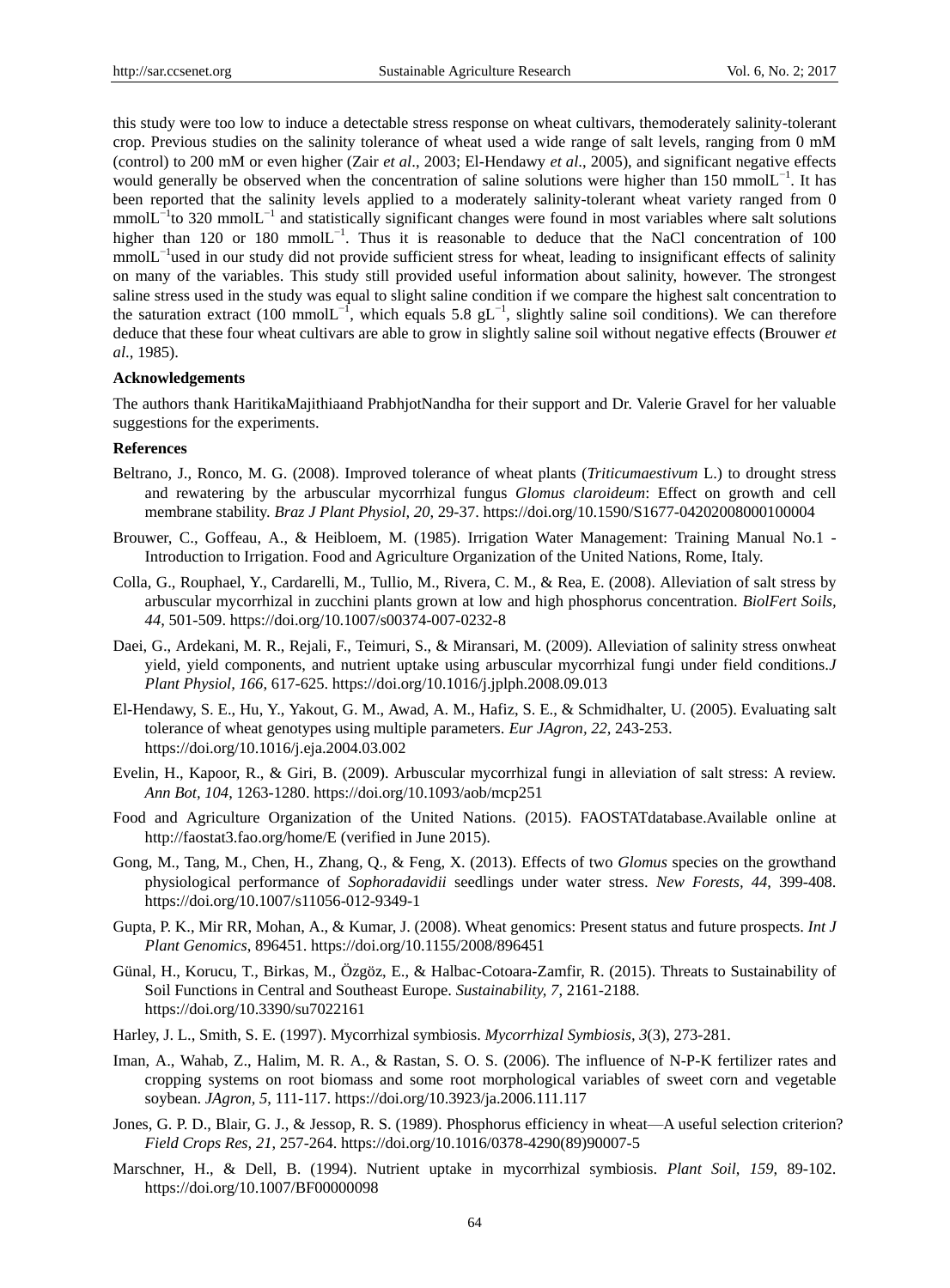this study were too low to induce a detectable stress response on wheat cultivars, themoderately salinity-tolerant crop. Previous studies on the salinity tolerance of wheat used a wide range of salt levels, ranging from 0 mM (control) to 200 mM or even higher (Zair *et al*., 2003; El-Hendawy *et al*., 2005), and significant negative effects would generally be observed when the concentration of saline solutions were higher than 150 $\text{mmolL}^{-1}$. It has been reported that the salinity levels applied to a moderately salinity-tolerant wheat variety ranged from 0 $\text{mmolL}^{-1}$to 320 $\text{mmolL}^{-1}$ and statistically significant changes were found in most variables where salt solutions higher than 120 or 180 $\text{mmolL}^{-1}$. Thus it is reasonable to deduce that the NaCl concentration of 100 $\text{mmolL}^{-1}$used in our study did not provide sufficient stress for wheat, leading to insignificant effects of salinity on many of the variables. This study still provided useful information about salinity, however. The strongest saline stress used in the study was equal to slight saline condition if we compare the highest salt concentration to the saturation extract (100 $\text{mmolL}^{-1}$, which equals 5.8 $\text{gL}^{-1}$, slightly saline soil conditions). We can therefore deduce that these four wheat cultivars are able to grow in slightly saline soil without negative effects (Brouwer *et al*., 1985).

**Acknowledgements**

The authors thank HaritikaMajithiaand PrabhjotNandha for their support and Dr. Valerie Gravel for her valuable suggestions for the experiments.

**References**

Beltrano, J., Ronco, M. G. (2008). Improved tolerance of wheat plants (*Triticumaestivum* L.) to drought stress and rewatering by the arbuscular mycorrhizal fungus *Glomus claroideum*: Effect on growth and cell membrane stability. *Braz J Plant Physiol, 20*, 29-37. https://doi.org/10.1590/S1677-04202008000100004

Brouwer, C., Goffeau, A., & Heibloem, M. (1985). Irrigation Water Management: Training Manual No.1 - Introduction to Irrigation. Food and Agriculture Organization of the United Nations, Rome, Italy.

Colla, G., Rouphael, Y., Cardarelli, M., Tullio, M., Rivera, C. M., & Rea, E. (2008). Alleviation of salt stress by arbuscular mycorrhizal in zucchini plants grown at low and high phosphorus concentration. *BiolFert Soils, 44*, 501-509. https://doi.org/10.1007/s00374-007-0232-8

Daei, G., Ardekani, M. R., Rejali, F., Teimuri, S., & Miransari, M. (2009). Alleviation of salinity stress onwheat yield, yield components, and nutrient uptake using arbuscular mycorrhizal fungi under field conditions.*J Plant Physiol, 166,* 617-625. https://doi.org/10.1016/j.jplph.2008.09.013

El-Hendawy, S. E., Hu, Y., Yakout, G. M., Awad, A. M., Hafiz, S. E., & Schmidhalter, U. (2005). Evaluating salt tolerance of wheat genotypes using multiple parameters. *Eur JAgron, 22,* 243-253. https://doi.org/10.1016/j.eja.2004.03.002

Evelin, H., Kapoor, R., & Giri, B. (2009). Arbuscular mycorrhizal fungi in alleviation of salt stress: A review. *Ann Bot, 104*, 1263-1280. https://doi.org/10.1093/aob/mcp251

Food and Agriculture Organization of the United Nations. (2015). FAOSTATdatabase.Available online at http://faostat3.fao.org/home/E (verified in June 2015).

Gong, M., Tang, M., Chen, H., Zhang, Q., & Feng, X. (2013). Effects of two *Glomus* species on the growthand physiological performance of *Sophoradavidii* seedlings under water stress. *New Forests, 44*, 399-408. https://doi.org/10.1007/s11056-012-9349-1

Gupta, P. K., Mir RR, Mohan, A., & Kumar, J. (2008). Wheat genomics: Present status and future prospects. *Int J Plant Genomics*, 896451. https://doi.org/10.1155/2008/896451

Günal, H., Korucu, T., Birkas, M., Özgöz, E., & Halbac-Cotoara-Zamfir, R. (2015). Threats to Sustainability of Soil Functions in Central and Southeast Europe. *Sustainability, 7*, 2161-2188. https://doi.org/10.3390/su7022161

Harley, J. L., Smith, S. E. (1997). Mycorrhizal symbiosis. *Mycorrhizal Symbiosis, 3*(3), 273-281.

Iman, A., Wahab, Z., Halim, M. R. A., & Rastan, S. O. S. (2006). The influence of N-P-K fertilizer rates and cropping systems on root biomass and some root morphological variables of sweet corn and vegetable soybean. *JAgron, 5*, 111-117. https://doi.org/10.3923/ja.2006.111.117

Jones, G. P. D., Blair, G. J., & Jessop, R. S. (1989). Phosphorus efficiency in wheat—A useful selection criterion? *Field Crops Res, 21*, 257-264. https://doi.org/10.1016/0378-4290(89)90007-5

Marschner, H., & Dell, B. (1994). Nutrient uptake in mycorrhizal symbiosis. *Plant Soil*, *159*, 89-102. https://doi.org/10.1007/BF00000098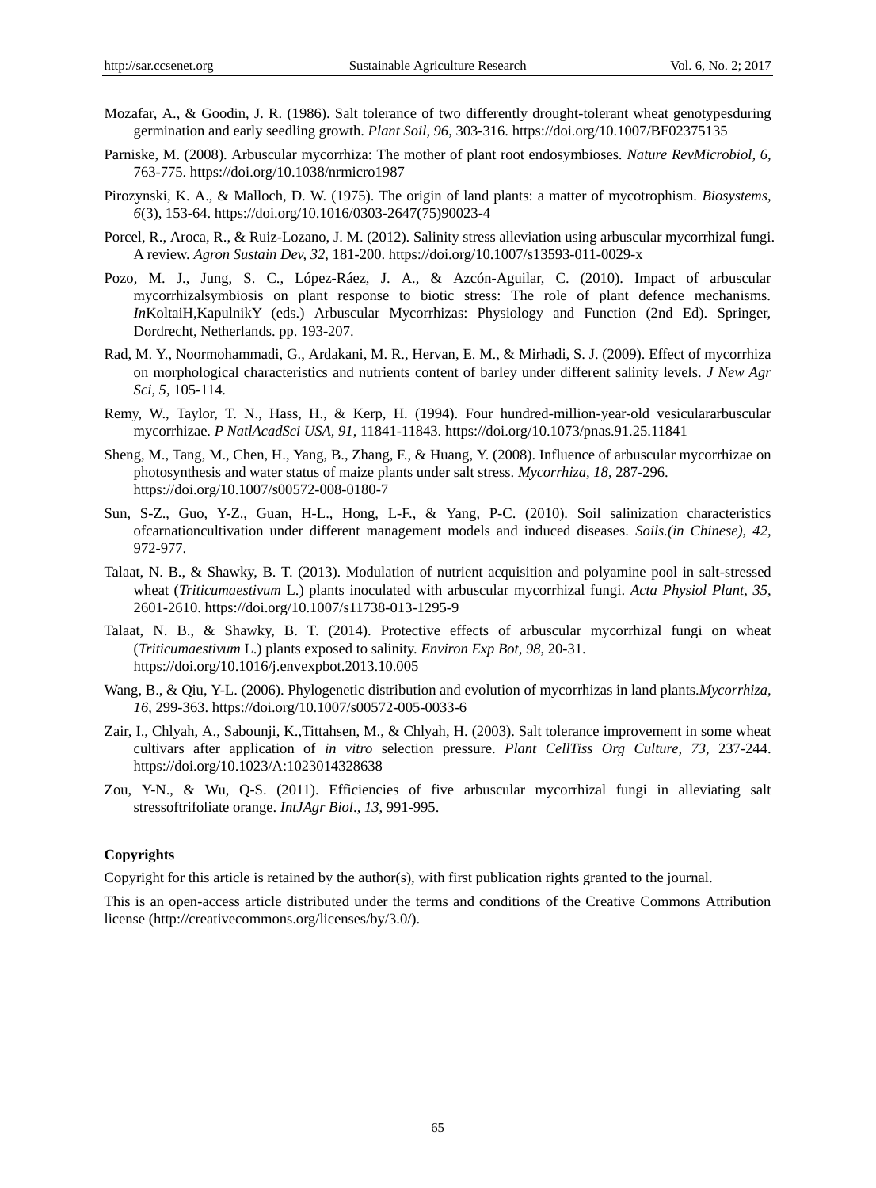Mozafar, A., & Goodin, J. R. (1986). Salt tolerance of two differently drought-tolerant wheat genotypesduring germination and early seedling growth. *Plant Soil, 96*, 303-316. https://doi.org/10.1007/BF02375135

Parniske, M. (2008). Arbuscular mycorrhiza: The mother of plant root endosymbioses. *Nature RevMicrobiol, 6*, 763-775. https://doi.org/10.1038/nrmicro1987

Pirozynski, K. A., & Malloch, D. W. (1975). The origin of land plants: a matter of mycotrophism. *Biosystems, 6*(3), 153-64. https://doi.org/10.1016/0303-2647(75)90023-4

Porcel, R., Aroca, R., & Ruiz-Lozano, J. M. (2012). Salinity stress alleviation using arbuscular mycorrhizal fungi. A review. *Agron Sustain Dev, 32*, 181-200. https://doi.org/10.1007/s13593-011-0029-x

Pozo, M. J., Jung, S. C., López-Ráez, J. A., & Azcón-Aguilar, C. (2010). Impact of arbuscular mycorrhizalsymbiosis on plant response to biotic stress: The role of plant defence mechanisms. *In*KoltaiH,KapulnikY (eds.) Arbuscular Mycorrhizas: Physiology and Function (2nd Ed). Springer, Dordrecht, Netherlands. pp. 193-207.

Rad, M. Y., Noormohammadi, G., Ardakani, M. R., Hervan, E. M., & Mirhadi, S. J. (2009). Effect of mycorrhiza on morphological characteristics and nutrients content of barley under different salinity levels. *J New Agr Sci, 5*, 105-114.

Remy, W., Taylor, T. N., Hass, H., & Kerp, H. (1994). Four hundred-million-year-old vesiculararbuscular mycorrhizae. *P NatlAcadSci USA, 91*, 11841-11843. https://doi.org/10.1073/pnas.91.25.11841

Sheng, M., Tang, M., Chen, H., Yang, B., Zhang, F., & Huang, Y. (2008). Influence of arbuscular mycorrhizae on photosynthesis and water status of maize plants under salt stress. *Mycorrhiza, 18*, 287-296. https://doi.org/10.1007/s00572-008-0180-7

Sun, S-Z., Guo, Y-Z., Guan, H-L., Hong, L-F., & Yang, P-C. (2010). Soil salinization characteristics ofcarnationcultivation under different management models and induced diseases. *Soils.(in Chinese), 42*, 972-977.

Talaat, N. B., & Shawky, B. T. (2013). Modulation of nutrient acquisition and polyamine pool in salt-stressed wheat (*Triticumaestivum* L.) plants inoculated with arbuscular mycorrhizal fungi. *Acta Physiol Plant, 35*, 2601-2610. https://doi.org/10.1007/s11738-013-1295-9

Talaat, N. B., & Shawky, B. T. (2014). Protective effects of arbuscular mycorrhizal fungi on wheat (*Triticumaestivum* L.) plants exposed to salinity. *Environ Exp Bot, 98*, 20-31. https://doi.org/10.1016/j.envexpbot.2013.10.005

Wang, B., & Qiu, Y-L. (2006). Phylogenetic distribution and evolution of mycorrhizas in land plants.*Mycorrhiza, 16*, 299-363. https://doi.org/10.1007/s00572-005-0033-6

Zair, I., Chlyah, A., Sabounji, K.,Tittahsen, M., & Chlyah, H. (2003). Salt tolerance improvement in some wheat cultivars after application of *in vitro* selection pressure. *Plant CellTiss Org Culture, 73*, 237-244. https://doi.org/10.1023/A:1023014328638

Zou, Y-N., & Wu, Q-S. (2011). Efficiencies of five arbuscular mycorrhizal fungi in alleviating salt stressoftrifoliate orange. *IntJAgr Biol., 13*, 991-995.

**Copyrights**

Copyright for this article is retained by the author(s), with first publication rights granted to the journal.

This is an open-access article distributed under the terms and conditions of the Creative Commons Attribution license (http://creativecommons.org/licenses/by/3.0/).